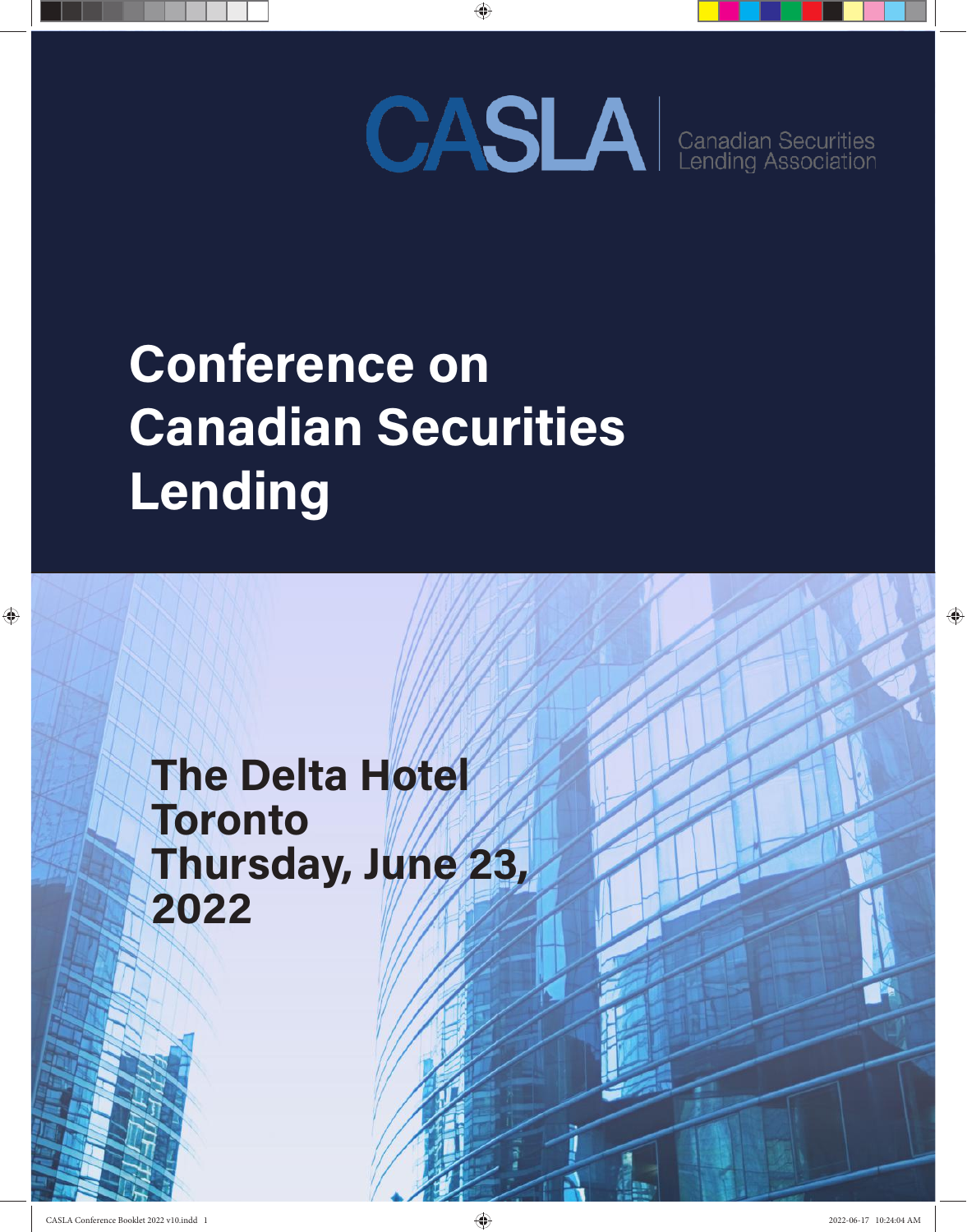CASLA | Canadian Securities Lending Association

# Conference on Canadian Securities Lending

## The Delta Hotel Toronto Thursday, June 23, 2022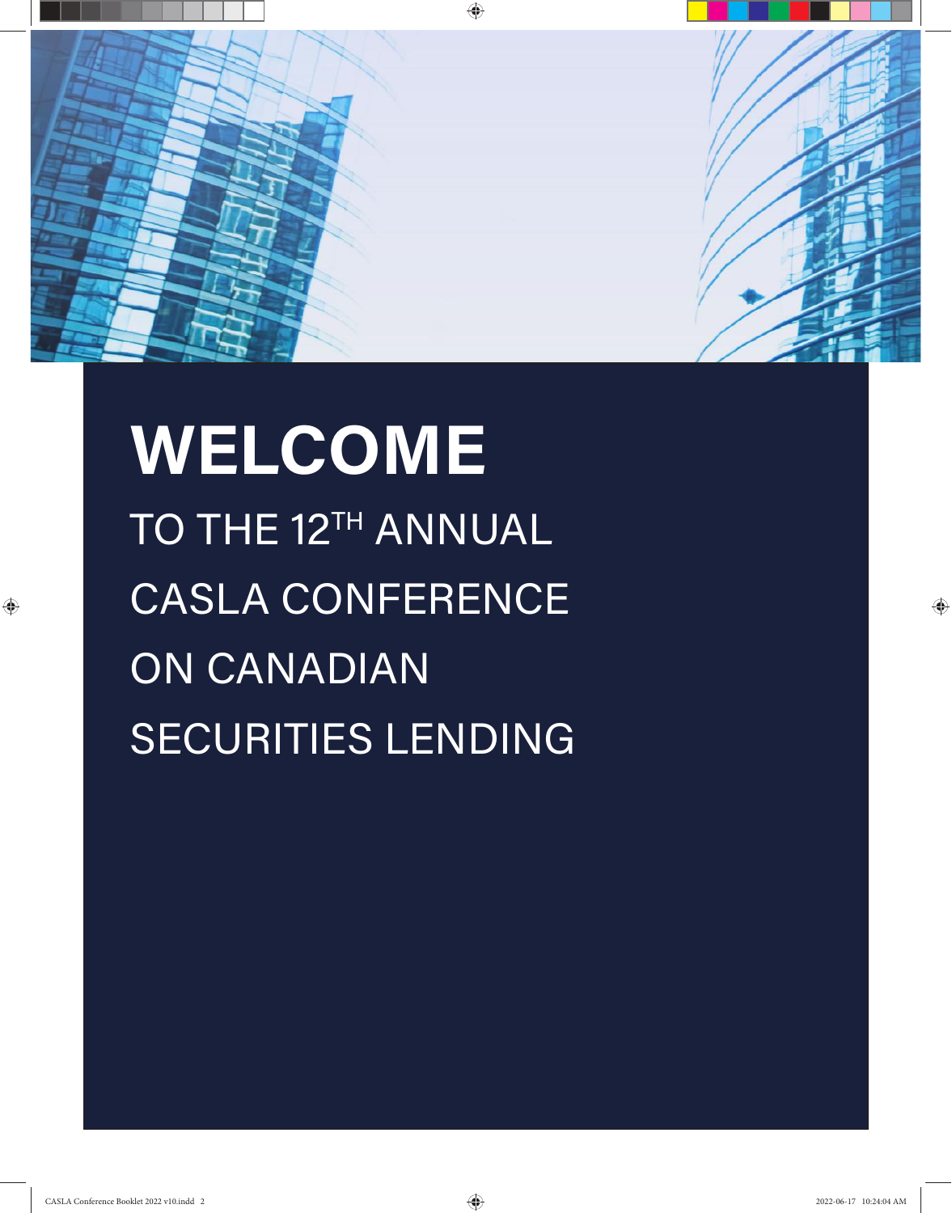# WELCOME

TO THE 12TH ANNUAL CASLA CONFERENCE ON CANADIAN SECURITIES LENDING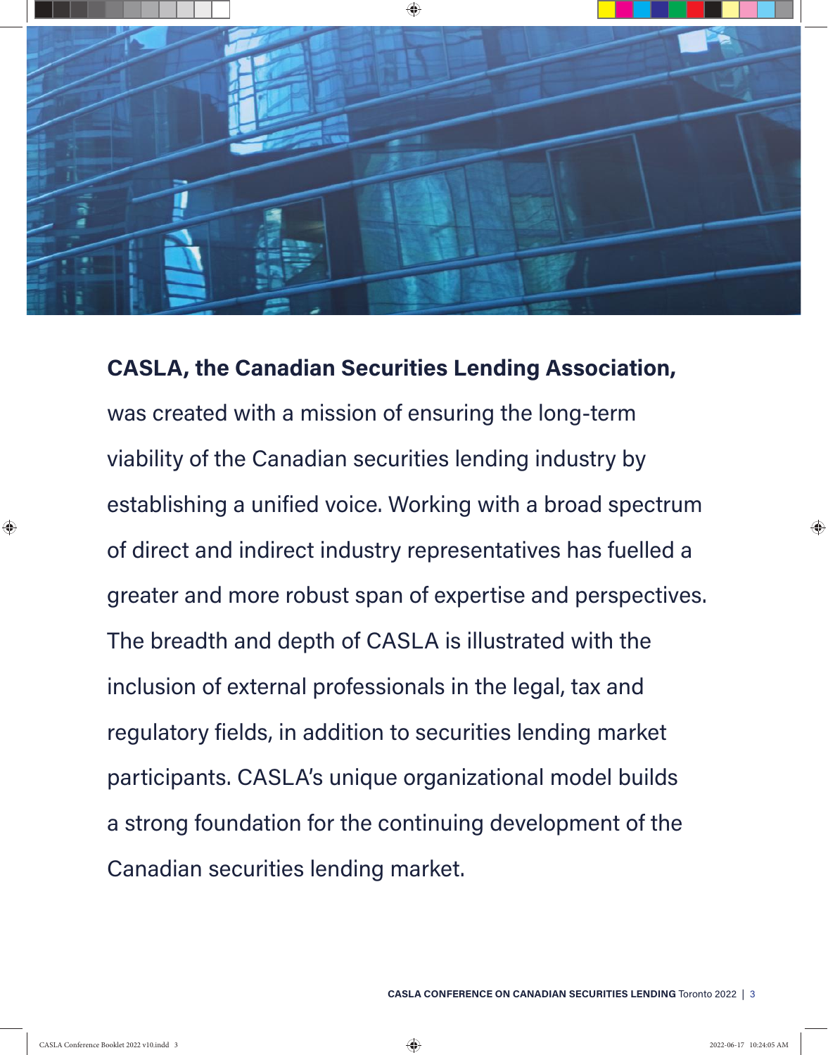**CASLA, the Canadian Securities Lending Association,** was created with a mission of ensuring the long-term viability of the Canadian securities lending industry by establishing a unified voice. Working with a broad spectrum of direct and indirect industry representatives has fuelled a greater and more robust span of expertise and perspectives. The breadth and depth of CASLA is illustrated with the inclusion of external professionals in the legal, tax and regulatory fields, in addition to securities lending market participants. CASLA's unique organizational model builds a strong foundation for the continuing development of the Canadian securities lending market.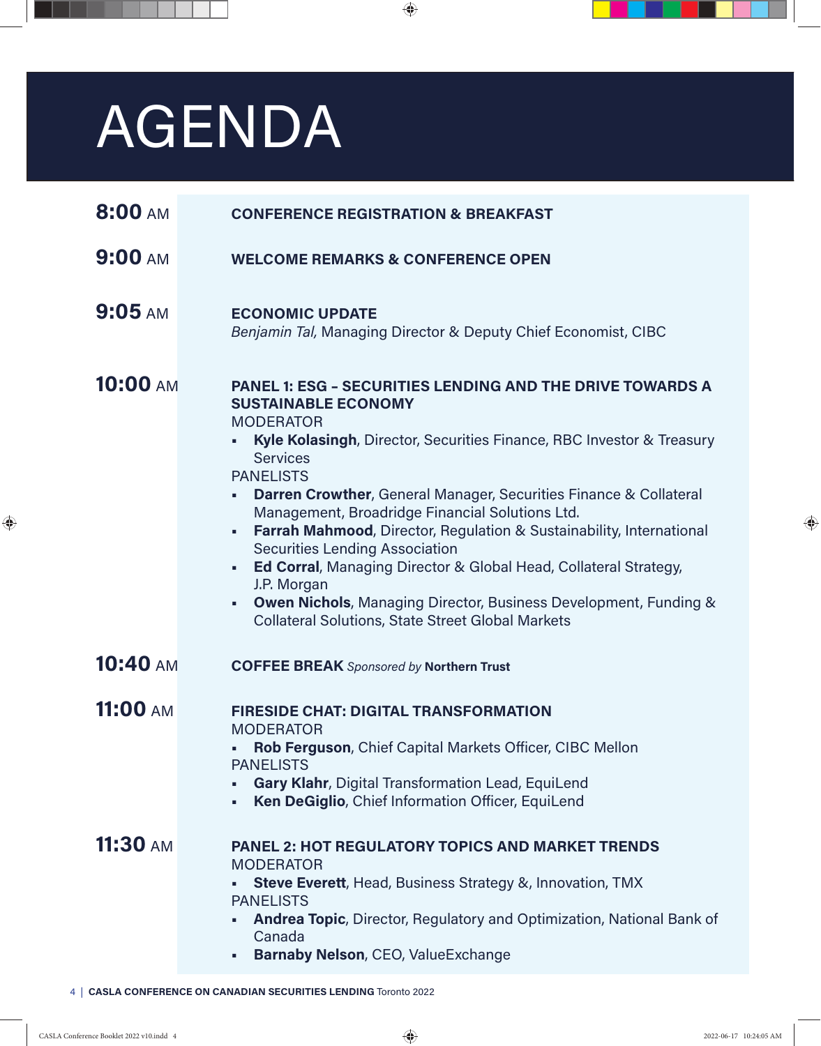# AGENDA

**8:00** AM

**CONFERENCE REGISTRATION & BREAKFAST**

**9:00** AM

**WELCOME REMARKS & CONFERENCE OPEN**

**9:05** AM

**ECONOMIC UPDATE**
*Benjamin Tal,* Managing Director & Deputy Chief Economist, CIBC

**10:00** AM

**PANEL 1: ESG – SECURITIES LENDING AND THE DRIVE TOWARDS A SUSTAINABLE ECONOMY**

MODERATOR

- **Kyle Kolasingh**, Director, Securities Finance, RBC Investor & Treasury Services

PANELISTS

- **Darren Crowther**, General Manager, Securities Finance & Collateral Management, Broadridge Financial Solutions Ltd.
- **Farrah Mahmood**, Director, Regulation & Sustainability, International Securities Lending Association
- **Ed Corral**, Managing Director & Global Head, Collateral Strategy, J.P. Morgan
- **Owen Nichols**, Managing Director, Business Development, Funding & Collateral Solutions, State Street Global Markets

**10:40** AM

**COFFEE BREAK** *Sponsored by* **Northern Trust**

**11:00** AM

**FIRESIDE CHAT: DIGITAL TRANSFORMATION**

MODERATOR

- **Rob Ferguson**, Chief Capital Markets Officer, CIBC Mellon

PANELISTS

- **Gary Klahr**, Digital Transformation Lead, EquiLend
- **Ken DeGiglio**, Chief Information Officer, EquiLend

**11:30** AM

**PANEL 2: HOT REGULATORY TOPICS AND MARKET TRENDS**

MODERATOR

- **Steve Everett**, Head, Business Strategy &, Innovation, TMX

PANELISTS

- **Andrea Topic**, Director, Regulatory and Optimization, National Bank of Canada
- **Barnaby Nelson**, CEO, ValueExchange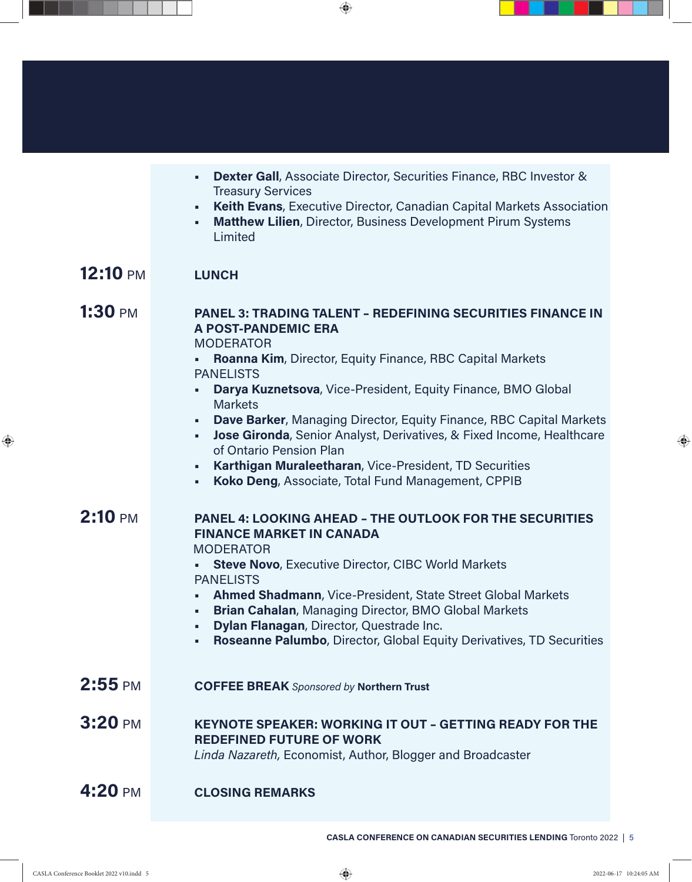- **Dexter Gall**, Associate Director, Securities Finance, RBC Investor & Treasury Services
- **Keith Evans**, Executive Director, Canadian Capital Markets Association
- **Matthew Lilien**, Director, Business Development Pirum Systems Limited

**12:10** PM

**LUNCH**

**1:30** PM

**PANEL 3: TRADING TALENT – REDEFINING SECURITIES FINANCE IN A POST-PANDEMIC ERA**

MODERATOR

- **Roanna Kim**, Director, Equity Finance, RBC Capital Markets

PANELISTS

- **Darya Kuznetsova**, Vice-President, Equity Finance, BMO Global Markets
- **Dave Barker**, Managing Director, Equity Finance, RBC Capital Markets
- **Jose Gironda**, Senior Analyst, Derivatives, & Fixed Income, Healthcare of Ontario Pension Plan
- **Karthigan Muraleetharan**, Vice-President, TD Securities
- **Koko Deng**, Associate, Total Fund Management, CPPIB

**2:10** PM

**PANEL 4: LOOKING AHEAD – THE OUTLOOK FOR THE SECURITIES FINANCE MARKET IN CANADA**

MODERATOR

- **Steve Novo**, Executive Director, CIBC World Markets

PANELISTS

- **Ahmed Shadmann**, Vice-President, State Street Global Markets
- **Brian Cahalan**, Managing Director, BMO Global Markets
- **Dylan Flanagan**, Director, Questrade Inc.
- **Roseanne Palumbo**, Director, Global Equity Derivatives, TD Securities

**2:55** PM

**COFFEE BREAK** *Sponsored by* **Northern Trust**

**3:20** PM

**KEYNOTE SPEAKER: WORKING IT OUT – GETTING READY FOR THE REDEFINED FUTURE OF WORK**

*Linda Nazareth,* Economist, Author, Blogger and Broadcaster

**4:20** PM

**CLOSING REMARKS**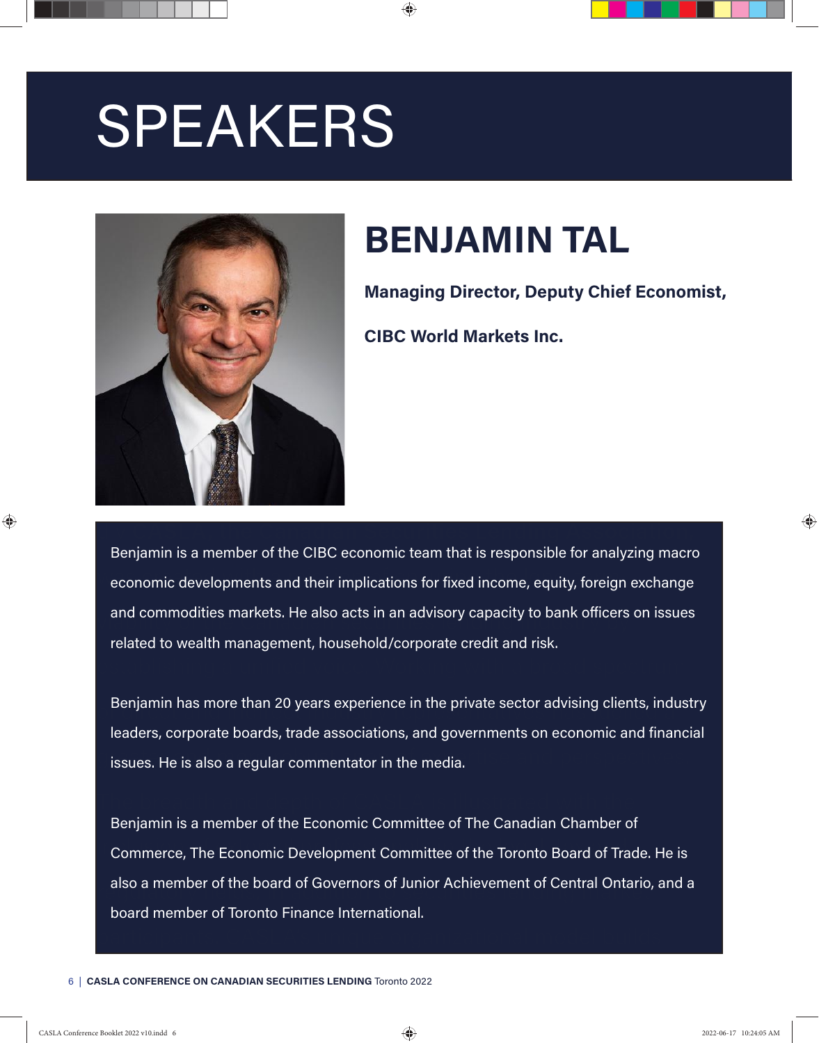# SPEAKERS

## BENJAMIN TAL

**Managing Director, Deputy Chief Economist,**

**CIBC World Markets Inc.**

Benjamin is a member of the CIBC economic team that is responsible for analyzing macro economic developments and their implications for fixed income, equity, foreign exchange and commodities markets. He also acts in an advisory capacity to bank officers on issues related to wealth management, household/corporate credit and risk.

Benjamin has more than 20 years experience in the private sector advising clients, industry leaders, corporate boards, trade associations, and governments on economic and financial issues. He is also a regular commentator in the media.

Benjamin is a member of the Economic Committee of The Canadian Chamber of Commerce, The Economic Development Committee of the Toronto Board of Trade. He is also a member of the board of Governors of Junior Achievement of Central Ontario, and a board member of Toronto Finance International.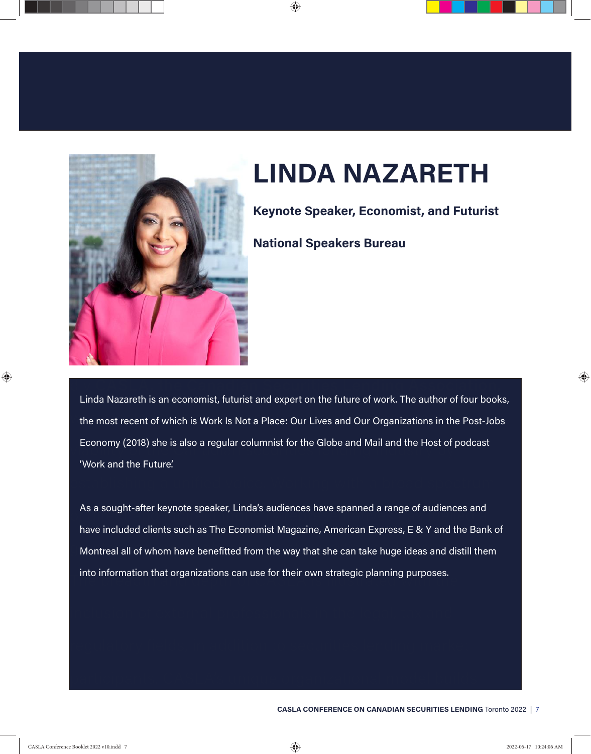# LINDA NAZARETH

**Keynote Speaker, Economist, and Futurist**

**National Speakers Bureau**

Linda Nazareth is an economist, futurist and expert on the future of work. The author of four books, the most recent of which is Work Is Not a Place: Our Lives and Our Organizations in the Post-Jobs Economy (2018) she is also a regular columnist for the Globe and Mail and the Host of podcast 'Work and the Future.'

As a sought-after keynote speaker, Linda's audiences have spanned a range of audiences and have included clients such as The Economist Magazine, American Express, E & Y and the Bank of Montreal all of whom have benefitted from the way that she can take huge ideas and distill them into information that organizations can use for their own strategic planning purposes.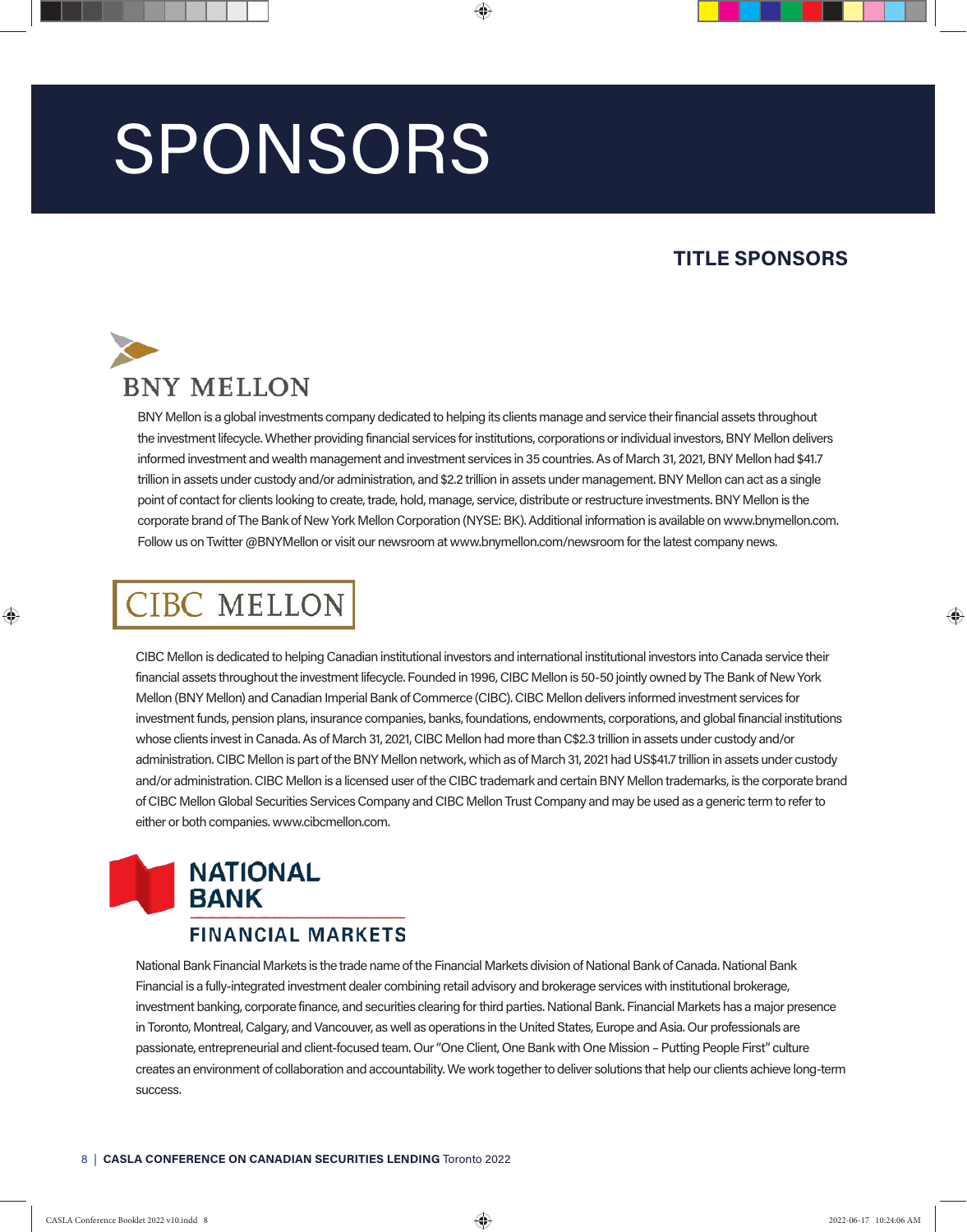# SPONSORS

## TITLE SPONSORS

### BNY MELLON

BNY Mellon is a global investments company dedicated to helping its clients manage and service their financial assets throughout the investment lifecycle. Whether providing financial services for institutions, corporations or individual investors, BNY Mellon delivers informed investment and wealth management and investment services in 35 countries. As of March 31, 2021, BNY Mellon had $41.7 trillion in assets under custody and/or administration, and $2.2 trillion in assets under management. BNY Mellon can act as a single point of contact for clients looking to create, trade, hold, manage, service, distribute or restructure investments. BNY Mellon is the corporate brand of The Bank of New York Mellon Corporation (NYSE: BK). Additional information is available on www.bnymellon.com. Follow us on Twitter @BNYMellon or visit our newsroom at www.bnymellon.com/newsroom for the latest company news.

### CIBC MELLON

CIBC Mellon is dedicated to helping Canadian institutional investors and international institutional investors into Canada service their financial assets throughout the investment lifecycle. Founded in 1996, CIBC Mellon is 50-50 jointly owned by The Bank of New York Mellon (BNY Mellon) and Canadian Imperial Bank of Commerce (CIBC). CIBC Mellon delivers informed investment services for investment funds, pension plans, insurance companies, banks, foundations, endowments, corporations, and global financial institutions whose clients invest in Canada. As of March 31, 2021, CIBC Mellon had more than C$2.3 trillion in assets under custody and/or administration. CIBC Mellon is part of the BNY Mellon network, which as of March 31, 2021 had US$41.7 trillion in assets under custody and/or administration. CIBC Mellon is a licensed user of the CIBC trademark and certain BNY Mellon trademarks, is the corporate brand of CIBC Mellon Global Securities Services Company and CIBC Mellon Trust Company and may be used as a generic term to refer to either or both companies. www.cibcmellon.com.

### NATIONAL BANK FINANCIAL MARKETS

National Bank Financial Markets is the trade name of the Financial Markets division of National Bank of Canada. National Bank Financial is a fully-integrated investment dealer combining retail advisory and brokerage services with institutional brokerage, investment banking, corporate finance, and securities clearing for third parties. National Bank. Financial Markets has a major presence in Toronto, Montreal, Calgary, and Vancouver, as well as operations in the United States, Europe and Asia. Our professionals are passionate, entrepreneurial and client-focused team. Our "One Client, One Bank with One Mission – Putting People First" culture creates an environment of collaboration and accountability. We work together to deliver solutions that help our clients achieve long-term success.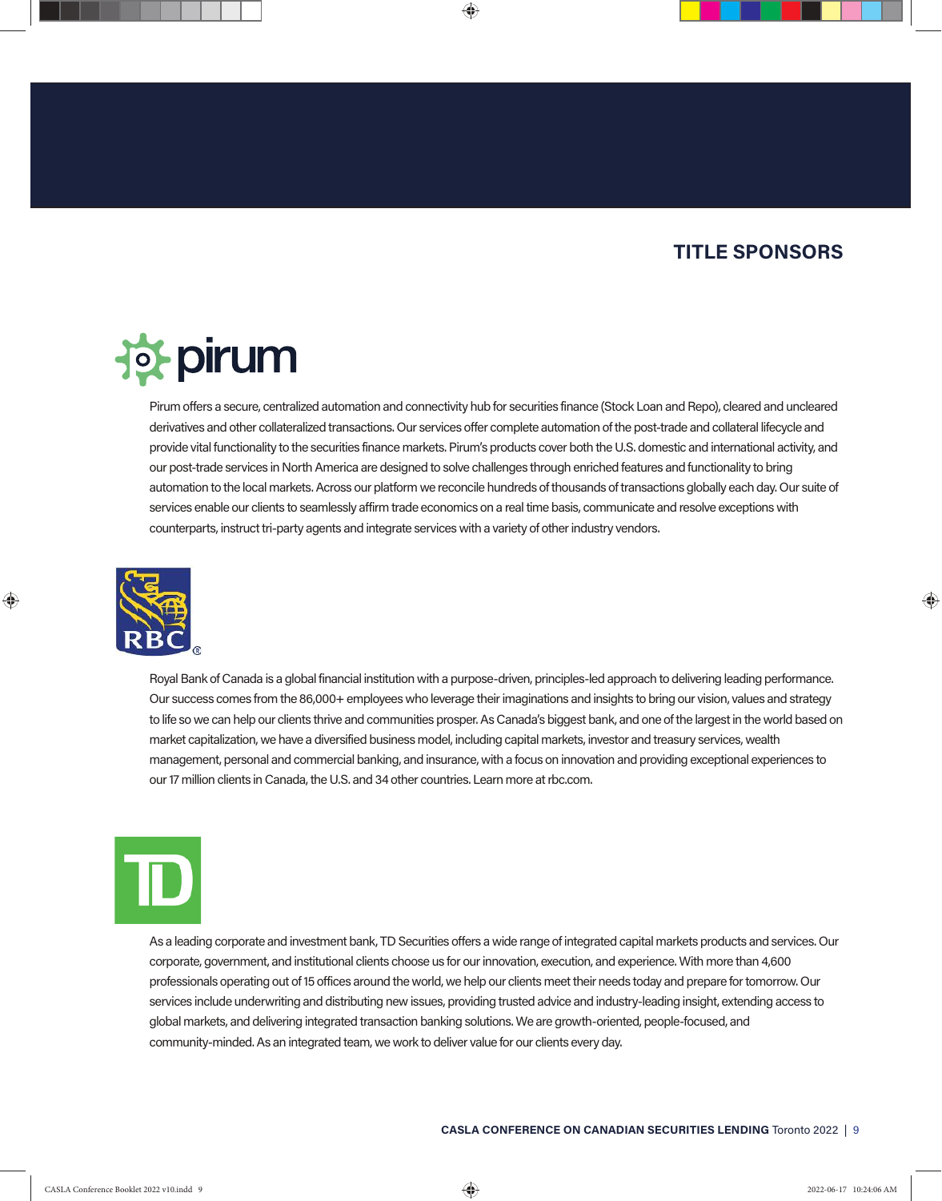## TITLE SPONSORS

Pirum offers a secure, centralized automation and connectivity hub for securities finance (Stock Loan and Repo), cleared and uncleared derivatives and other collateralized transactions. Our services offer complete automation of the post-trade and collateral lifecycle and provide vital functionality to the securities finance markets. Pirum's products cover both the U.S. domestic and international activity, and our post-trade services in North America are designed to solve challenges through enriched features and functionality to bring automation to the local markets. Across our platform we reconcile hundreds of thousands of transactions globally each day. Our suite of services enable our clients to seamlessly affirm trade economics on a real time basis, communicate and resolve exceptions with counterparts, instruct tri-party agents and integrate services with a variety of other industry vendors.

Royal Bank of Canada is a global financial institution with a purpose-driven, principles-led approach to delivering leading performance. Our success comes from the 86,000+ employees who leverage their imaginations and insights to bring our vision, values and strategy to life so we can help our clients thrive and communities prosper. As Canada's biggest bank, and one of the largest in the world based on market capitalization, we have a diversified business model, including capital markets, investor and treasury services, wealth management, personal and commercial banking, and insurance, with a focus on innovation and providing exceptional experiences to our 17 million clients in Canada, the U.S. and 34 other countries. Learn more at rbc.com.

As a leading corporate and investment bank, TD Securities offers a wide range of integrated capital markets products and services. Our corporate, government, and institutional clients choose us for our innovation, execution, and experience. With more than 4,600 professionals operating out of 15 offices around the world, we help our clients meet their needs today and prepare for tomorrow. Our services include underwriting and distributing new issues, providing trusted advice and industry-leading insight, extending access to global markets, and delivering integrated transaction banking solutions. We are growth-oriented, people-focused, and community-minded. As an integrated team, we work to deliver value for our clients every day.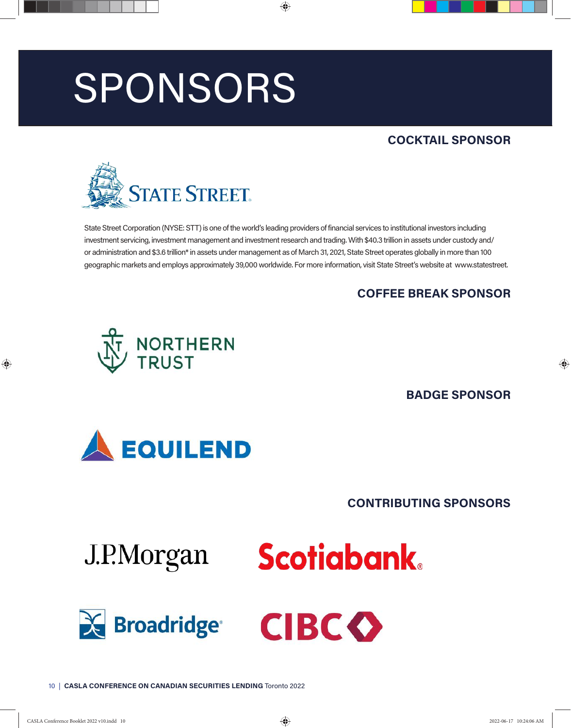# SPONSORS

## COCKTAIL SPONSOR

STATE STREET

State Street Corporation (NYSE: STT) is one of the world's leading providers of financial services to institutional investors including investment servicing, investment management and investment research and trading. With $40.3 trillion in assets under custody and/or administration and $3.6 trillion* in assets under management as of March 31, 2021, State Street operates globally in more than 100 geographic markets and employs approximately 39,000 worldwide. For more information, visit State Street's website at www.statestreet.

## COFFEE BREAK SPONSOR

NORTHERN TRUST

## BADGE SPONSOR

EQUILEND

## CONTRIBUTING SPONSORS

J.P.Morgan

Scotiabank

Broadridge

CIBC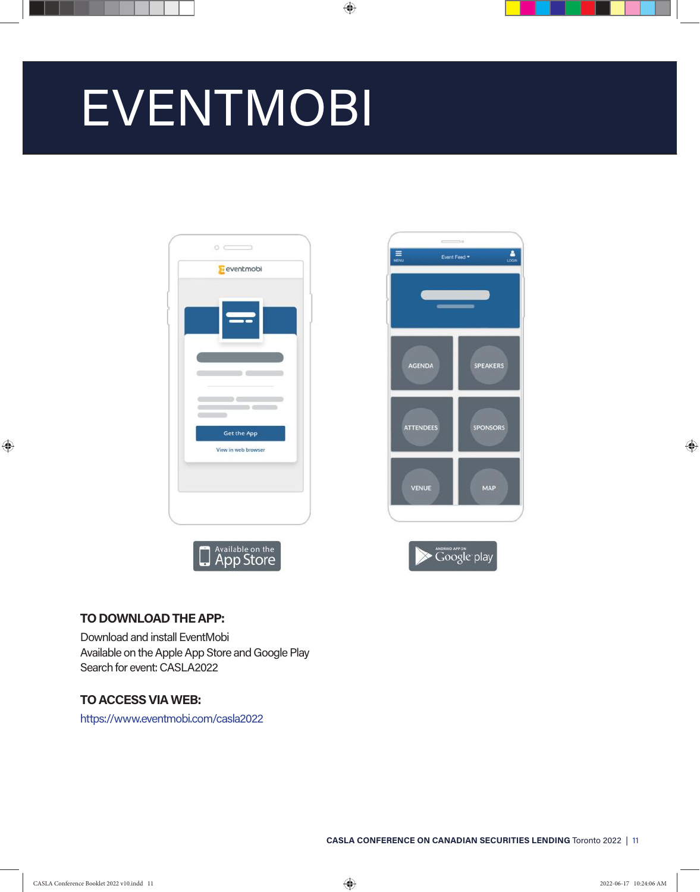# EVENTMOBI

**TO DOWNLOAD THE APP:**

Download and install EventMobi
Available on the Apple App Store and Google Play
Search for event: CASLA2022

**TO ACCESS VIA WEB:**

https://www.eventmobi.com/casla2022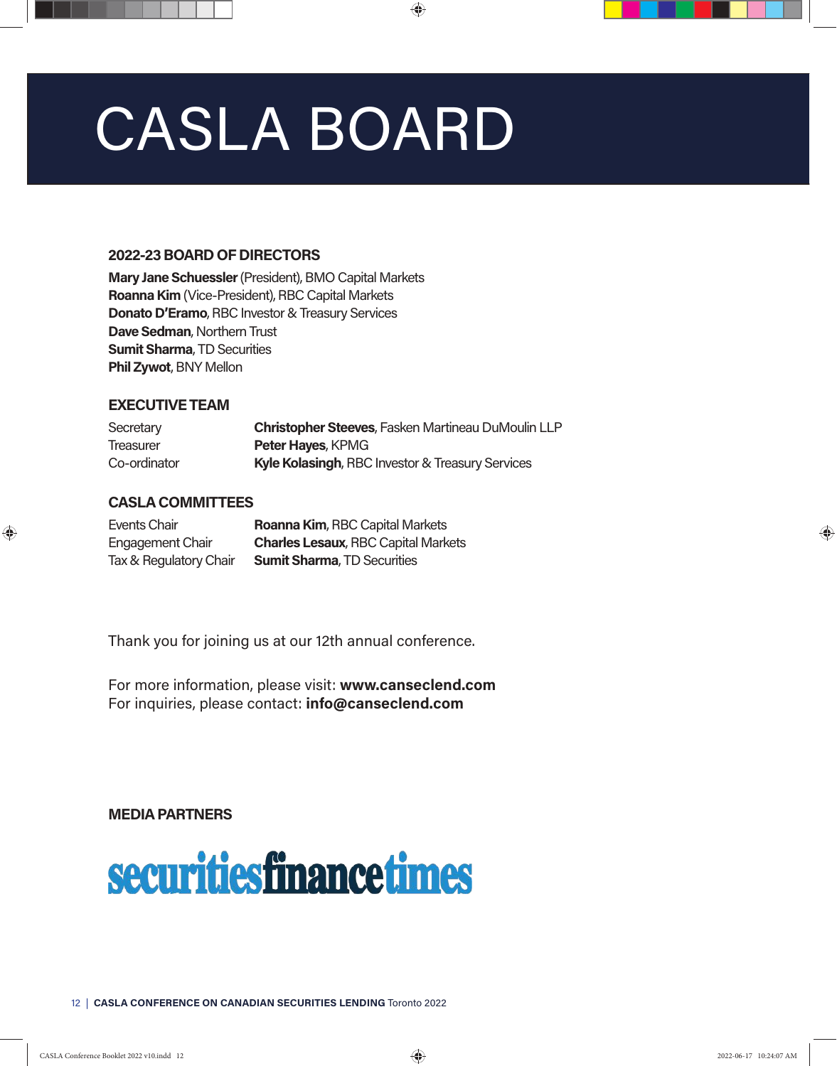# CASLA BOARD

## 2022-23 BOARD OF DIRECTORS

**Mary Jane Schuessler** (President), BMO Capital Markets
**Roanna Kim** (Vice-President), RBC Capital Markets
**Donato D'Eramo**, RBC Investor & Treasury Services
**Dave Sedman**, Northern Trust
**Sumit Sharma**, TD Securities
**Phil Zywot**, BNY Mellon

## EXECUTIVE TEAM

| | |
|---|---|
| Secretary | **Christopher Steeves**, Fasken Martineau DuMoulin LLP |
| Treasurer | **Peter Hayes**, KPMG |
| Co-ordinator | **Kyle Kolasingh**, RBC Investor & Treasury Services |

## CASLA COMMITTEES

| | |
|---|---|
| Events Chair | **Roanna Kim**, RBC Capital Markets |
| Engagement Chair | **Charles Lesaux**, RBC Capital Markets |
| Tax & Regulatory Chair | **Sumit Sharma**, TD Securities |

Thank you for joining us at our 12th annual conference.

For more information, please visit: **www.canseclend.com**
For inquiries, please contact: **info@canseclend.com**

## MEDIA PARTNERS

securitiesfinancetimes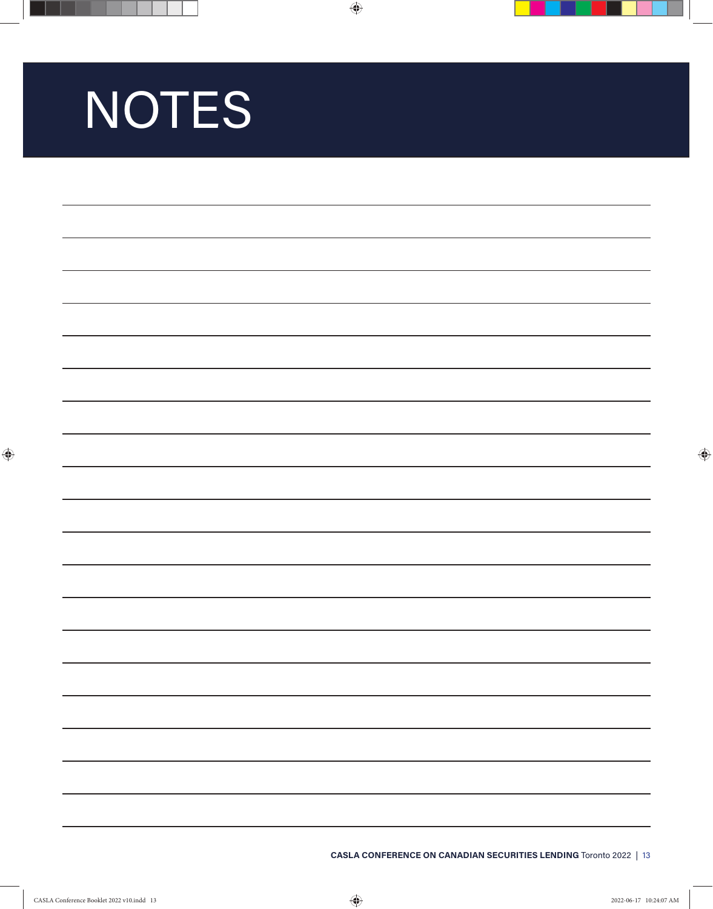# NOTES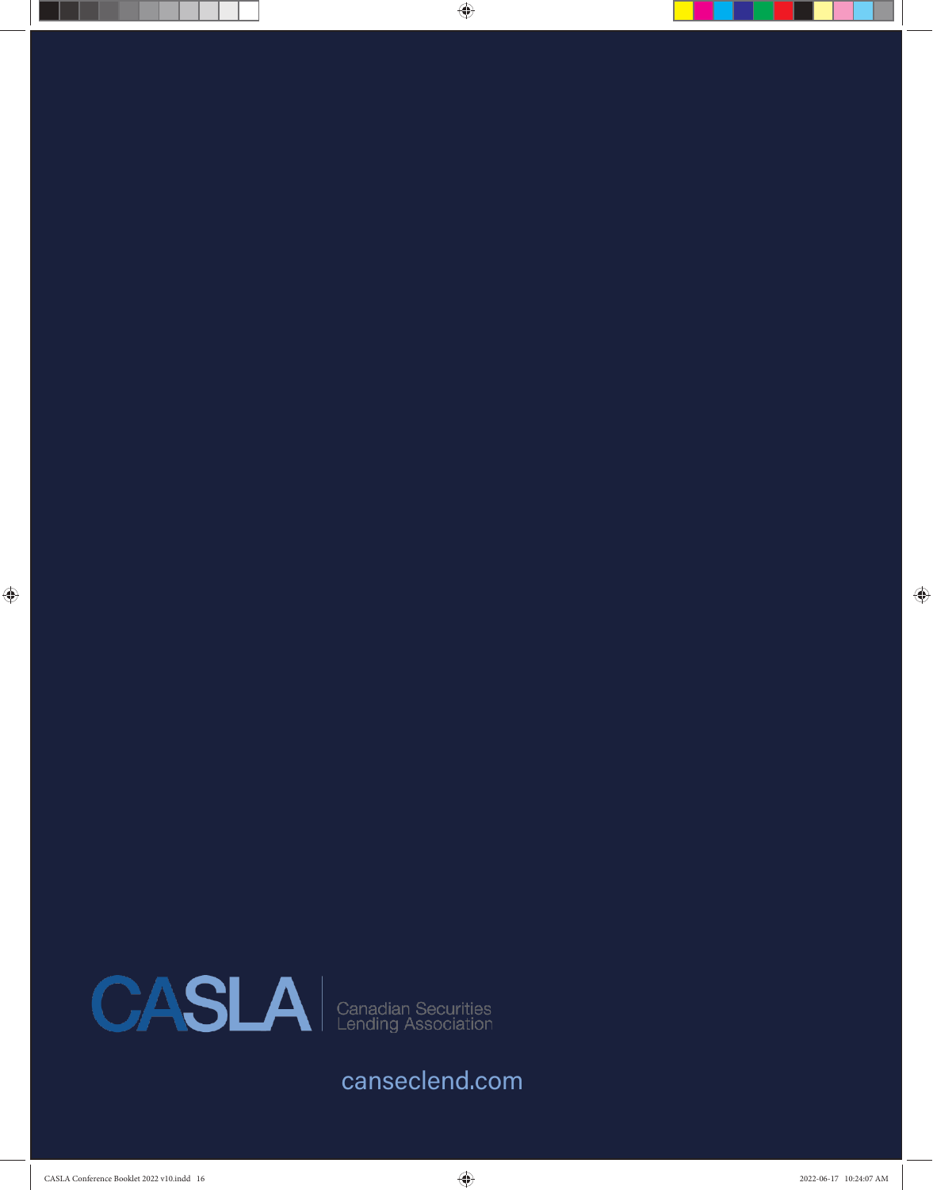CASLA

Canadian Securities Lending Association

canseclend.com